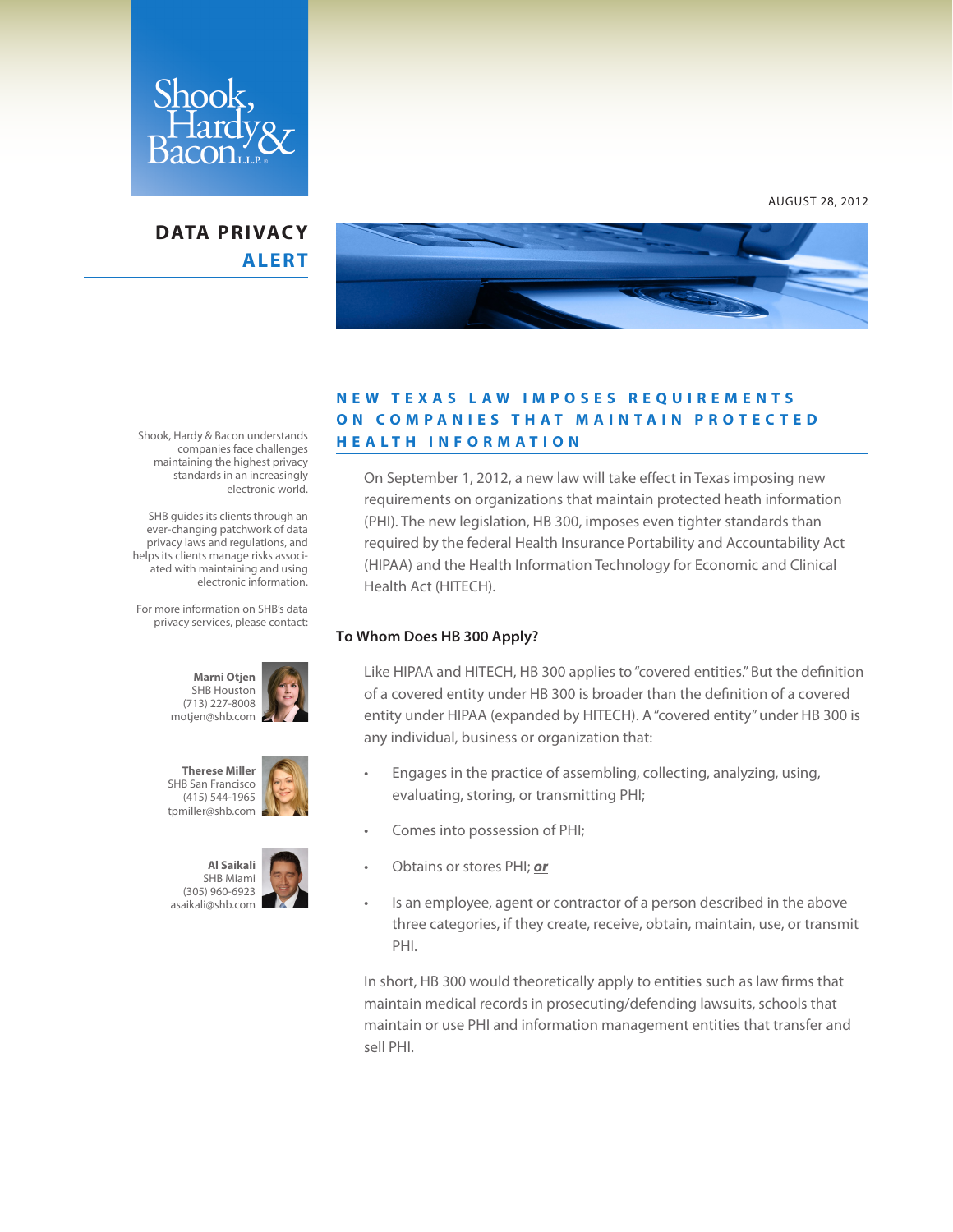Shook, Hardy & Bacon L.L.P.

AUGUST 28, 2012

# DATA PRIVACY ALERT

Shook, Hardy & Bacon understands companies face challenges maintaining the highest privacy standards in an increasingly electronic world.

SHB guides its clients through an ever-changing patchwork of data privacy laws and regulations, and helps its clients manage risks associated with maintaining and using electronic information.

For more information on SHB's data privacy services, please contact:

**Marni Otjen**
SHB Houston
(713) 227-8008
motjen@shb.com

**Therese Miller**
SHB San Francisco
(415) 544-1965
tpmiller@shb.com

**Al Saikali**
SHB Miami
(305) 960-6923
asaikali@shb.com

## NEW TEXAS LAW IMPOSES REQUIREMENTS ON COMPANIES THAT MAINTAIN PROTECTED HEALTH INFORMATION

On September 1, 2012, a new law will take effect in Texas imposing new requirements on organizations that maintain protected heath information (PHI). The new legislation, HB 300, imposes even tighter standards than required by the federal Health Insurance Portability and Accountability Act (HIPAA) and the Health Information Technology for Economic and Clinical Health Act (HITECH).

### To Whom Does HB 300 Apply?

Like HIPAA and HITECH, HB 300 applies to "covered entities." But the definition of a covered entity under HB 300 is broader than the definition of a covered entity under HIPAA (expanded by HITECH). A "covered entity" under HB 300 is any individual, business or organization that:

- Engages in the practice of assembling, collecting, analyzing, using, evaluating, storing, or transmitting PHI;
- Comes into possession of PHI;
- Obtains or stores PHI; ***or***
- Is an employee, agent or contractor of a person described in the above three categories, if they create, receive, obtain, maintain, use, or transmit PHI.

In short, HB 300 would theoretically apply to entities such as law firms that maintain medical records in prosecuting/defending lawsuits, schools that maintain or use PHI and information management entities that transfer and sell PHI.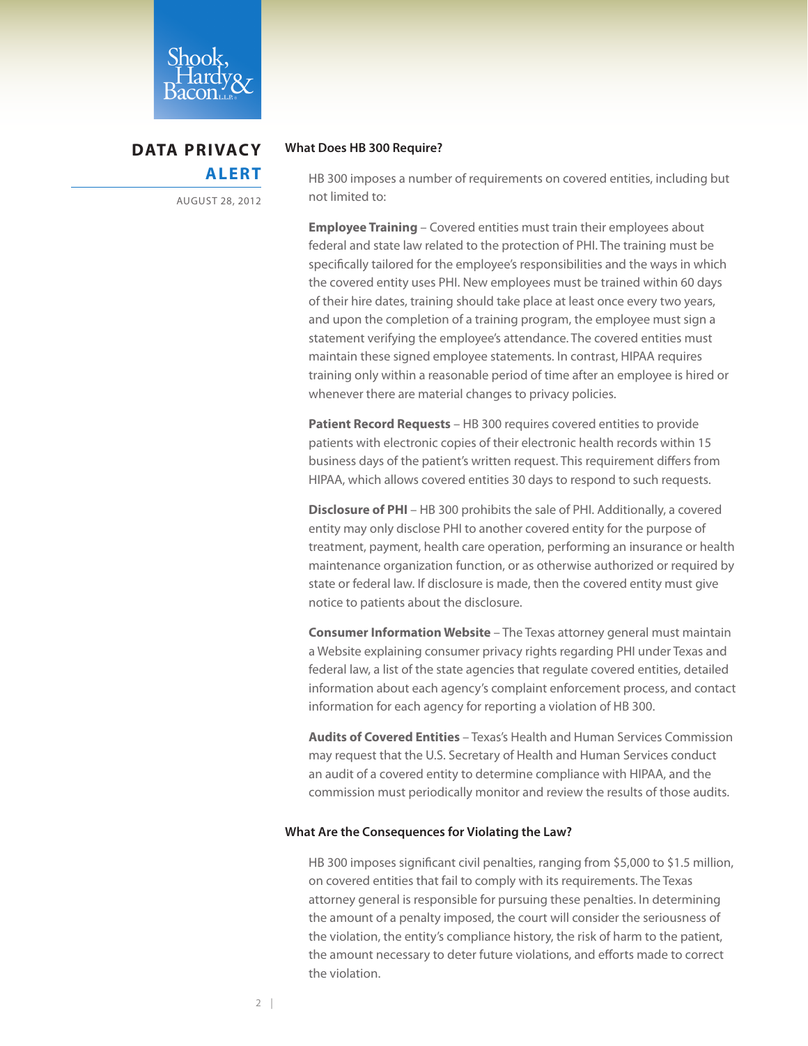## What Does HB 300 Require?

HB 300 imposes a number of requirements on covered entities, including but not limited to:

**Employee Training** – Covered entities must train their employees about federal and state law related to the protection of PHI. The training must be specifically tailored for the employee's responsibilities and the ways in which the covered entity uses PHI. New employees must be trained within 60 days of their hire dates, training should take place at least once every two years, and upon the completion of a training program, the employee must sign a statement verifying the employee's attendance. The covered entities must maintain these signed employee statements. In contrast, HIPAA requires training only within a reasonable period of time after an employee is hired or whenever there are material changes to privacy policies.

**Patient Record Requests** – HB 300 requires covered entities to provide patients with electronic copies of their electronic health records within 15 business days of the patient's written request. This requirement differs from HIPAA, which allows covered entities 30 days to respond to such requests.

**Disclosure of PHI** – HB 300 prohibits the sale of PHI. Additionally, a covered entity may only disclose PHI to another covered entity for the purpose of treatment, payment, health care operation, performing an insurance or health maintenance organization function, or as otherwise authorized or required by state or federal law. If disclosure is made, then the covered entity must give notice to patients about the disclosure.

**Consumer Information Website** – The Texas attorney general must maintain a Website explaining consumer privacy rights regarding PHI under Texas and federal law, a list of the state agencies that regulate covered entities, detailed information about each agency's complaint enforcement process, and contact information for each agency for reporting a violation of HB 300.

**Audits of Covered Entities** – Texas's Health and Human Services Commission may request that the U.S. Secretary of Health and Human Services conduct an audit of a covered entity to determine compliance with HIPAA, and the commission must periodically monitor and review the results of those audits.

## What Are the Consequences for Violating the Law?

HB 300 imposes significant civil penalties, ranging from $5,000 to $1.5 million, on covered entities that fail to comply with its requirements. The Texas attorney general is responsible for pursuing these penalties. In determining the amount of a penalty imposed, the court will consider the seriousness of the violation, the entity's compliance history, the risk of harm to the patient, the amount necessary to deter future violations, and efforts made to correct the violation.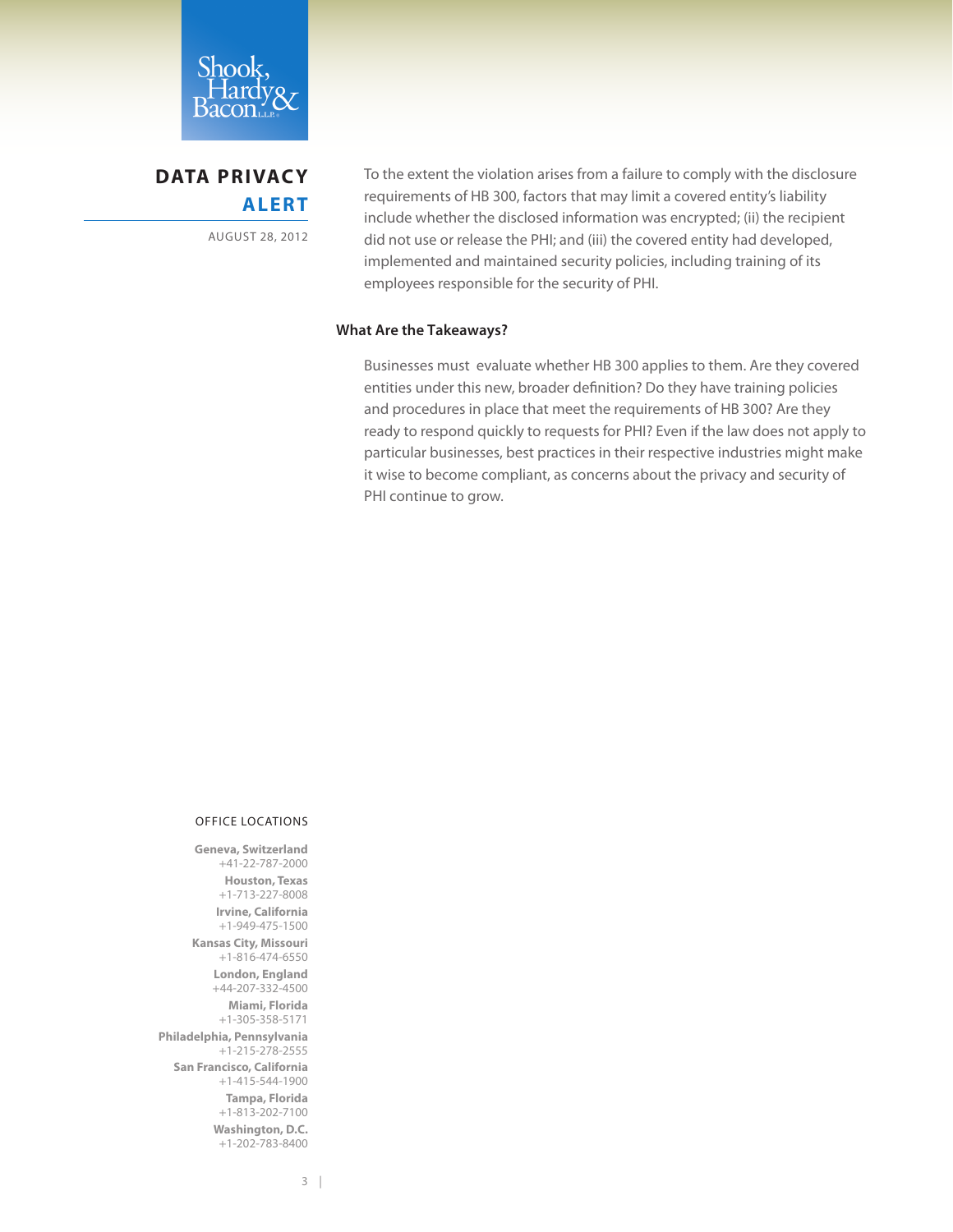**Shook, Hardy & Bacon L.L.P.**

**DATA PRIVACY ALERT**

AUGUST 28, 2012

To the extent the violation arises from a failure to comply with the disclosure requirements of HB 300, factors that may limit a covered entity's liability include whether the disclosed information was encrypted; (ii) the recipient did not use or release the PHI; and (iii) the covered entity had developed, implemented and maintained security policies, including training of its employees responsible for the security of PHI.

### What Are the Takeaways?

Businesses must evaluate whether HB 300 applies to them. Are they covered entities under this new, broader definition? Do they have training policies and procedures in place that meet the requirements of HB 300? Are they ready to respond quickly to requests for PHI? Even if the law does not apply to particular businesses, best practices in their respective industries might make it wise to become compliant, as concerns about the privacy and security of PHI continue to grow.

OFFICE LOCATIONS

**Geneva, Switzerland**
+41-22-787-2000

**Houston, Texas**
+1-713-227-8008

**Irvine, California**
+1-949-475-1500

**Kansas City, Missouri**
+1-816-474-6550

**London, England**
+44-207-332-4500

**Miami, Florida**
+1-305-358-5171

**Philadelphia, Pennsylvania**
+1-215-278-2555

**San Francisco, California**
+1-415-544-1900

**Tampa, Florida**
+1-813-202-7100

**Washington, D.C.**
+1-202-783-8400